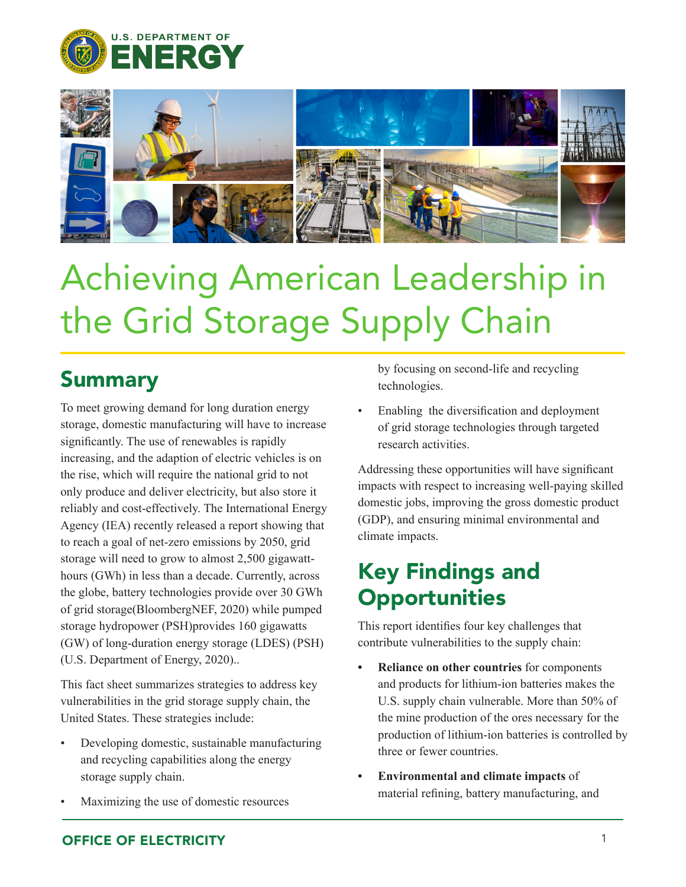U.S. DEPARTMENT OF ENERGY

# Achieving American Leadership in the Grid Storage Supply Chain

## Summary

To meet growing demand for long duration energy storage, domestic manufacturing will have to increase significantly. The use of renewables is rapidly increasing, and the adaption of electric vehicles is on the rise, which will require the national grid to not only produce and deliver electricity, but also store it reliably and cost-effectively. The International Energy Agency (IEA) recently released a report showing that to reach a goal of net-zero emissions by 2050, grid storage will need to grow to almost 2,500 gigawatt-hours (GWh) in less than a decade. Currently, across the globe, battery technologies provide over 30 GWh of grid storage(BloombergNEF, 2020) while pumped storage hydropower (PSH)provides 160 gigawatts (GW) of long-duration energy storage (LDES) (PSH) (U.S. Department of Energy, 2020)..

This fact sheet summarizes strategies to address key vulnerabilities in the grid storage supply chain, the United States. These strategies include:

- Developing domestic, sustainable manufacturing and recycling capabilities along the energy storage supply chain.
- Maximizing the use of domestic resources by focusing on second-life and recycling technologies.
- Enabling the diversification and deployment of grid storage technologies through targeted research activities.

Addressing these opportunities will have significant impacts with respect to increasing well-paying skilled domestic jobs, improving the gross domestic product (GDP), and ensuring minimal environmental and climate impacts.

## Key Findings and Opportunities

This report identifies four key challenges that contribute vulnerabilities to the supply chain:

- **Reliance on other countries** for components and products for lithium-ion batteries makes the U.S. supply chain vulnerable. More than 50% of the mine production of the ores necessary for the production of lithium-ion batteries is controlled by three or fewer countries.
- **Environmental and climate impacts** of material refining, battery manufacturing, and

OFFICE OF ELECTRICITY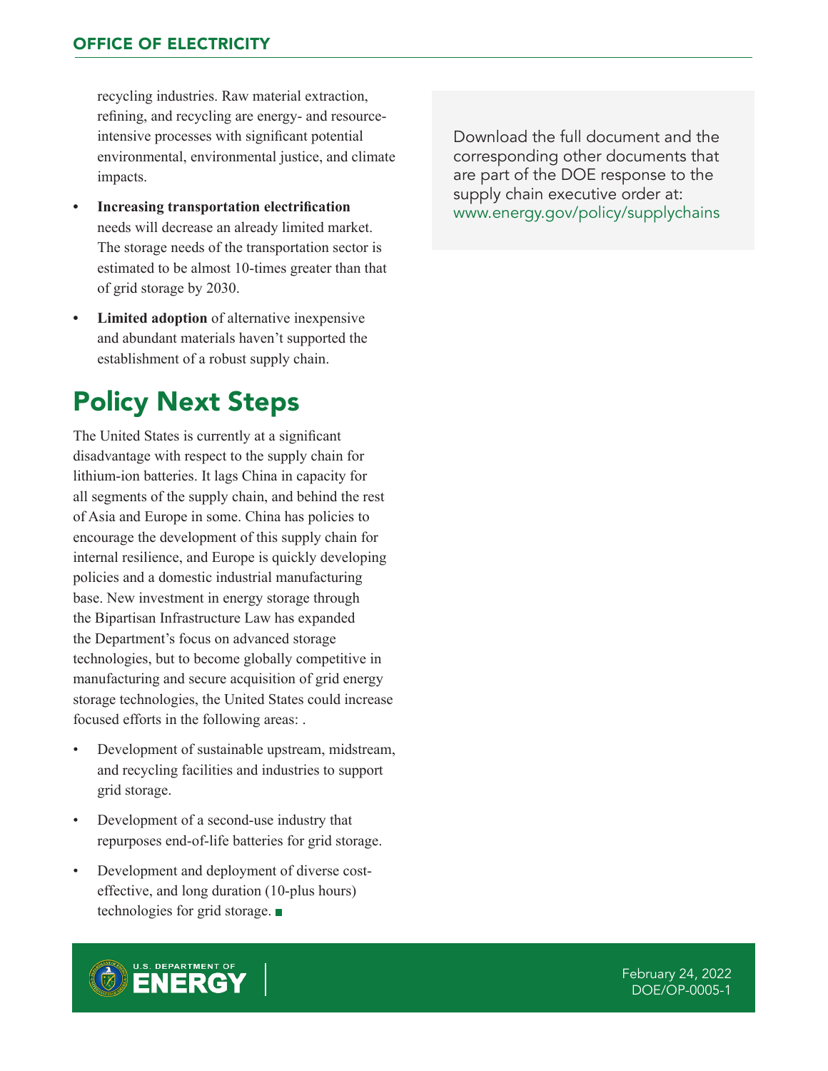recycling industries. Raw material extraction, refining, and recycling are energy- and resource-intensive processes with significant potential environmental, environmental justice, and climate impacts.

- **Increasing transportation electrification** needs will decrease an already limited market. The storage needs of the transportation sector is estimated to be almost 10-times greater than that of grid storage by 2030.
- **Limited adoption** of alternative inexpensive and abundant materials haven't supported the establishment of a robust supply chain.

# Policy Next Steps

The United States is currently at a significant disadvantage with respect to the supply chain for lithium-ion batteries. It lags China in capacity for all segments of the supply chain, and behind the rest of Asia and Europe in some. China has policies to encourage the development of this supply chain for internal resilience, and Europe is quickly developing policies and a domestic industrial manufacturing base. New investment in energy storage through the Bipartisan Infrastructure Law has expanded the Department's focus on advanced storage technologies, but to become globally competitive in manufacturing and secure acquisition of grid energy storage technologies, the United States could increase focused efforts in the following areas: .

- Development of sustainable upstream, midstream, and recycling facilities and industries to support grid storage.
- Development of a second-use industry that repurposes end-of-life batteries for grid storage.
- Development and deployment of diverse cost-effective, and long duration (10-plus hours) technologies for grid storage.

Download the full document and the corresponding other documents that are part of the DOE response to the supply chain executive order at: www.energy.gov/policy/supplychains

February 24, 2022
DOE/OP-0005-1